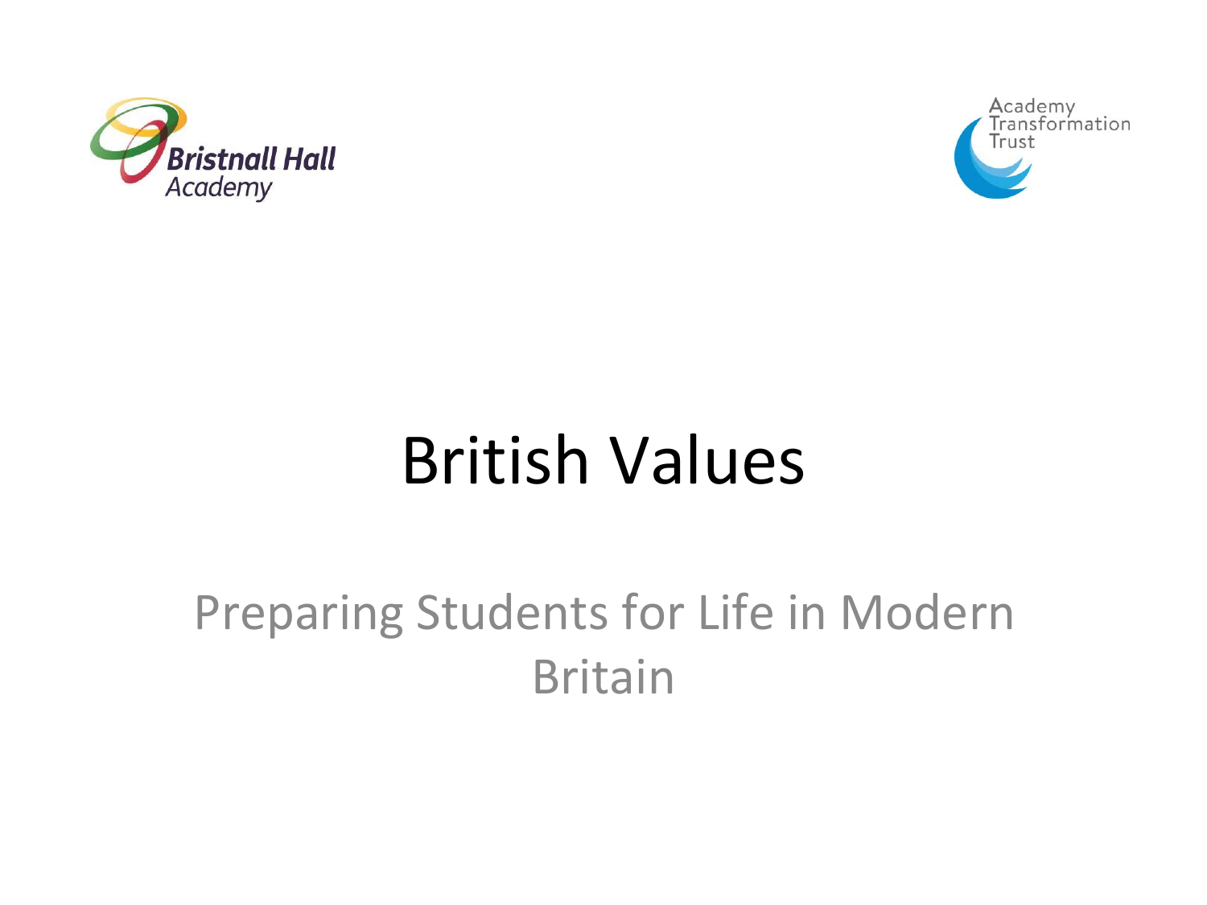Bristnall Hall Academy

Academy Transformation Trust

# British Values

## Preparing Students for Life in Modern Britain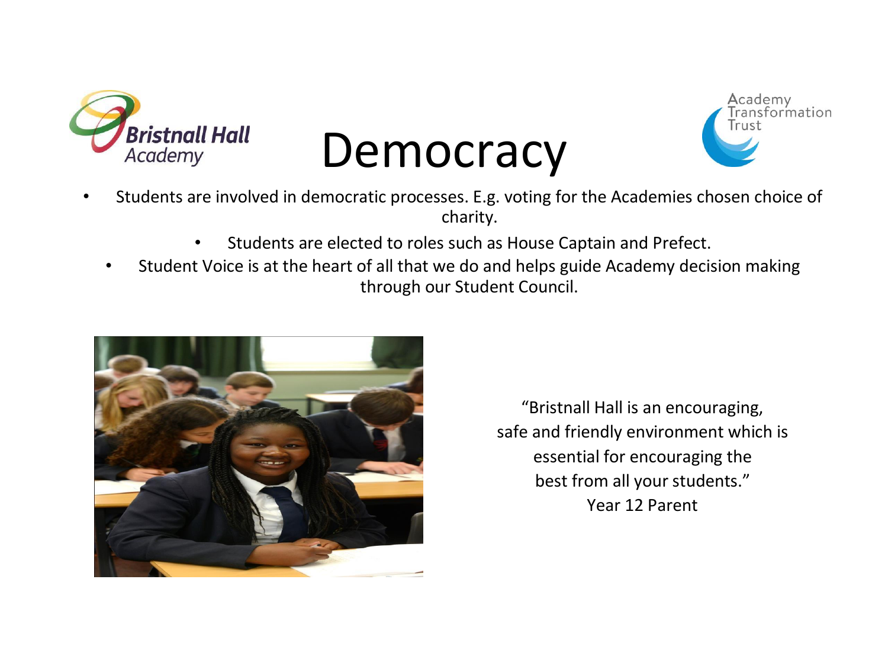# Democracy

- Students are involved in democratic processes. E.g. voting for the Academies chosen choice of charity.
- Students are elected to roles such as House Captain and Prefect.
- Student Voice is at the heart of all that we do and helps guide Academy decision making through our Student Council.

"Bristnall Hall is an encouraging, safe and friendly environment which is essential for encouraging the best from all your students."
Year 12 Parent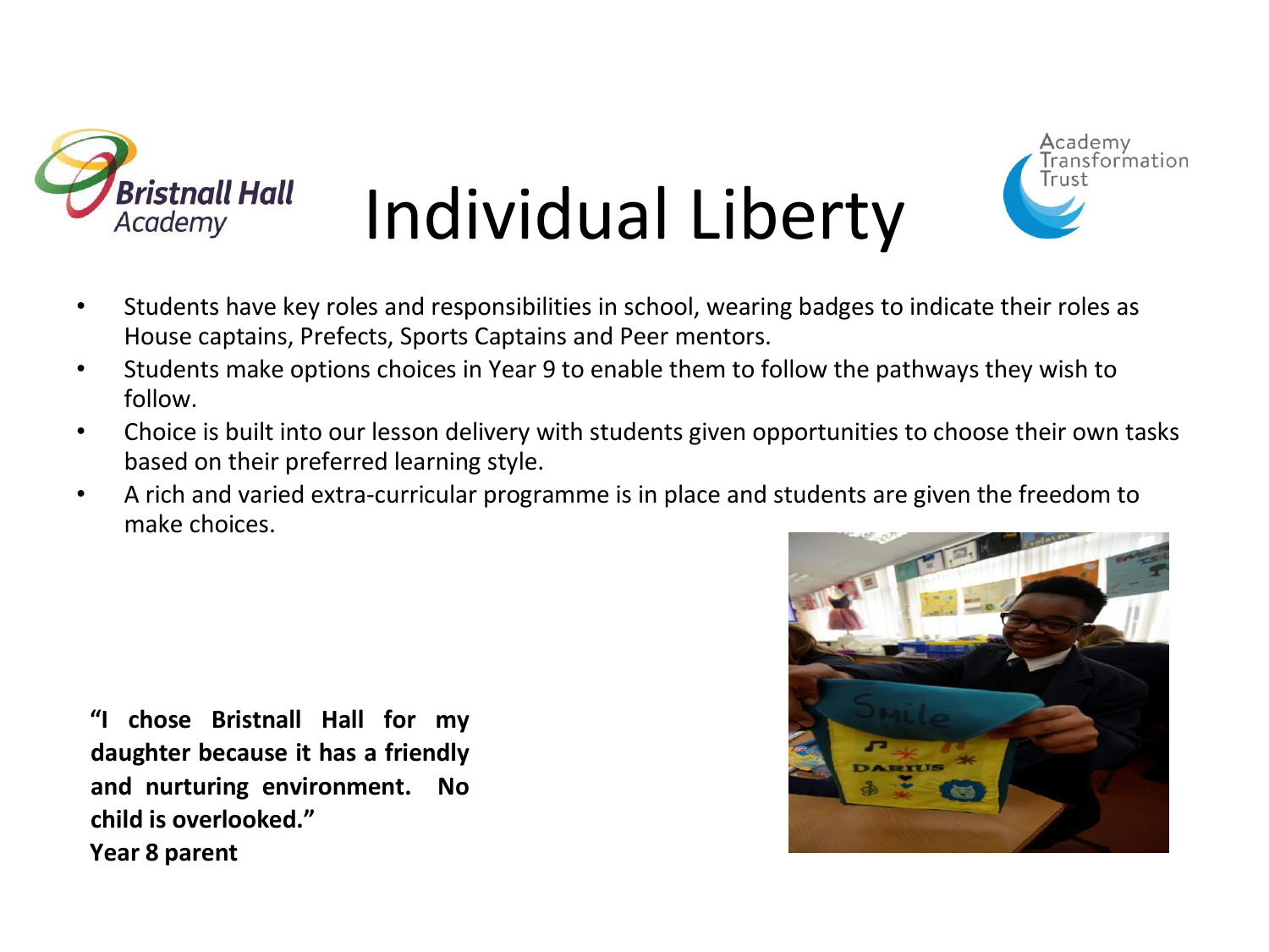# Individual Liberty

- Students have key roles and responsibilities in school, wearing badges to indicate their roles as House captains, Prefects, Sports Captains and Peer mentors.
- Students make options choices in Year 9 to enable them to follow the pathways they wish to follow.
- Choice is built into our lesson delivery with students given opportunities to choose their own tasks based on their preferred learning style.
- A rich and varied extra-curricular programme is in place and students are given the freedom to make choices.

**"I chose Bristnall Hall for my daughter because it has a friendly and nurturing environment. No child is overlooked."**
**Year 8 parent**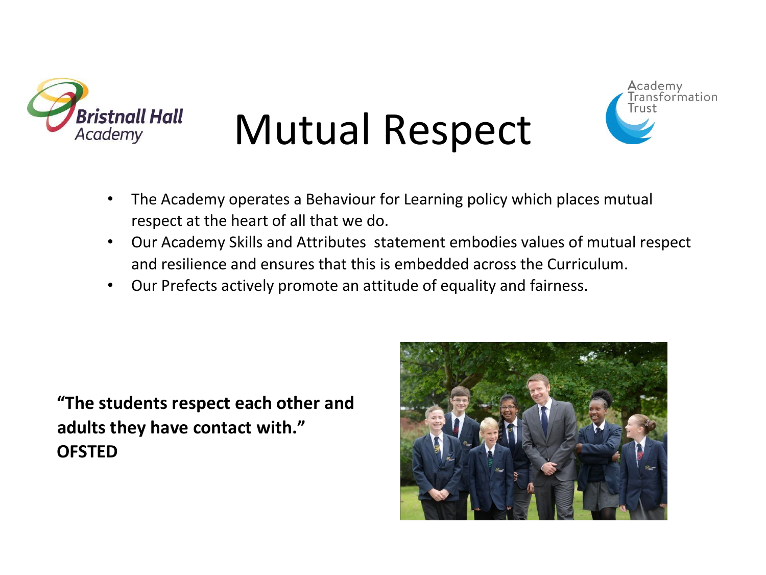# Mutual Respect

- The Academy operates a Behaviour for Learning policy which places mutual respect at the heart of all that we do.
- Our Academy Skills and Attributes statement embodies values of mutual respect and resilience and ensures that this is embedded across the Curriculum.
- Our Prefects actively promote an attitude of equality and fairness.

**"The students respect each other and adults they have contact with."**
**OFSTED**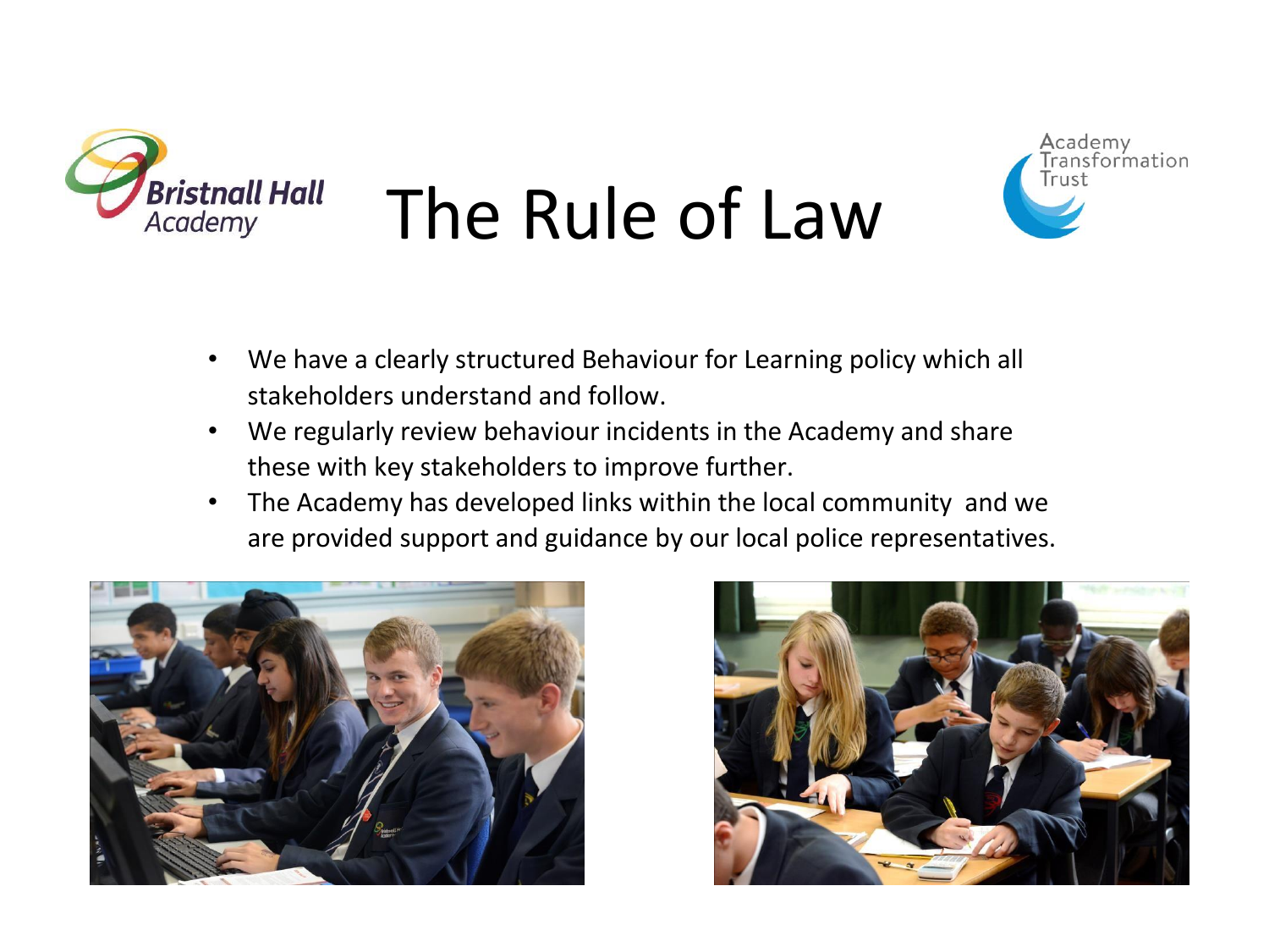# The Rule of Law

- We have a clearly structured Behaviour for Learning policy which all stakeholders understand and follow.
- We regularly review behaviour incidents in the Academy and share these with key stakeholders to improve further.
- The Academy has developed links within the local community  and we are provided support and guidance by our local police representatives.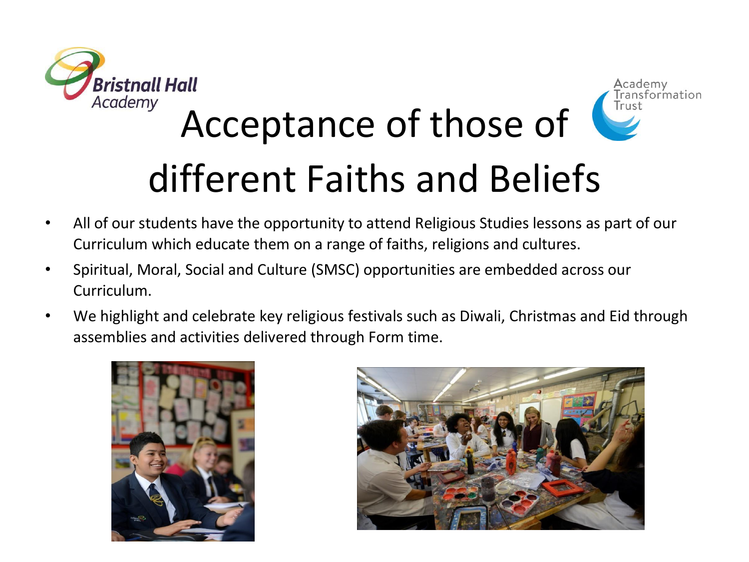# Acceptance of those of different Faiths and Beliefs

- All of our students have the opportunity to attend Religious Studies lessons as part of our Curriculum which educate them on a range of faiths, religions and cultures.
- Spiritual, Moral, Social and Culture (SMSC) opportunities are embedded across our Curriculum.
- We highlight and celebrate key religious festivals such as Diwali, Christmas and Eid through assemblies and activities delivered through Form time.